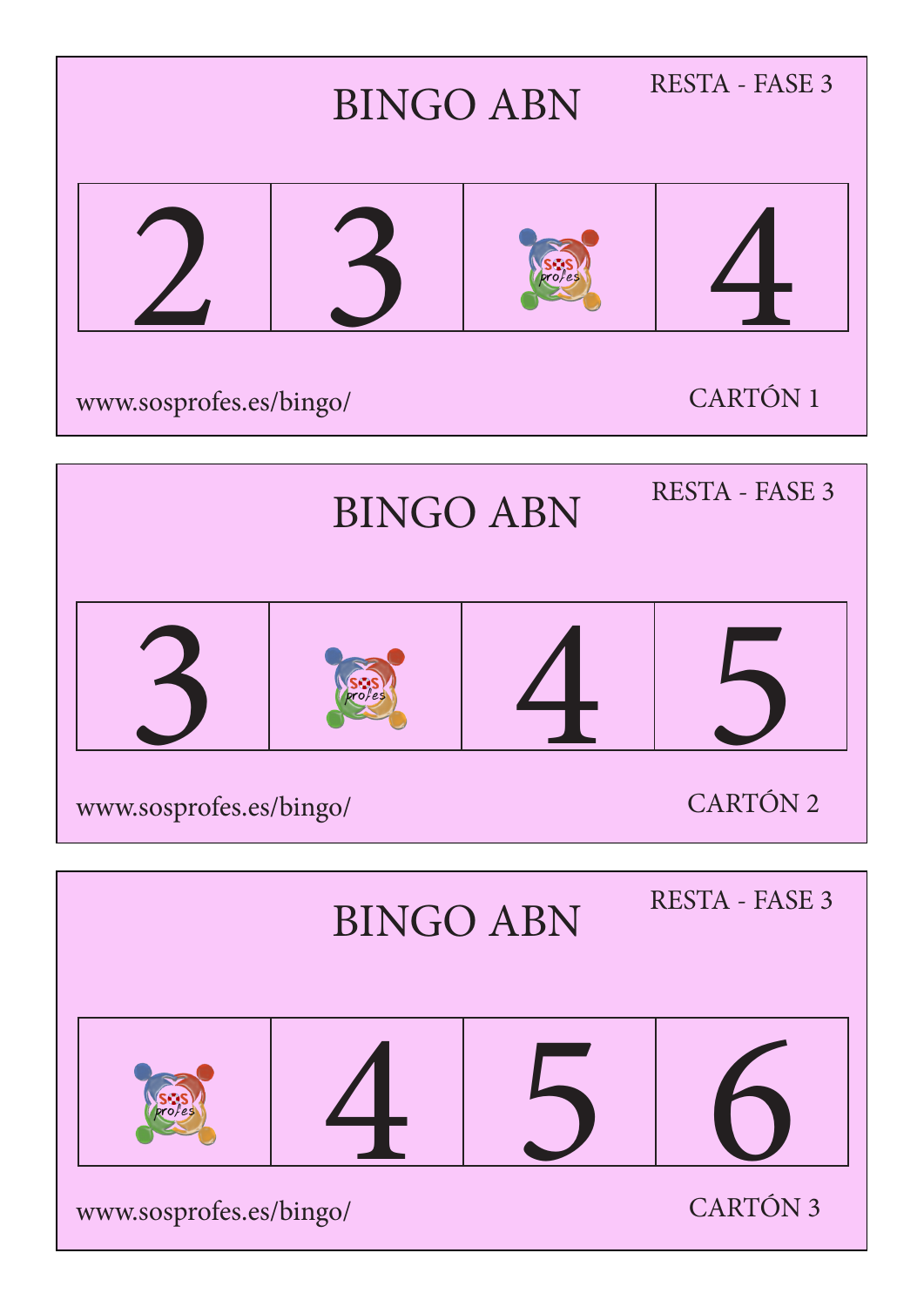# BINGO ABN

RESTA - FASE 3

| 2 | 3 |  | 4 |
|---|---|---|---|

www.sosprofes.es/bingo/

CARTÓN 1

# BINGO ABN

RESTA - FASE 3

| 3 |  | 4 | 5 |
|---|---|---|---|

www.sosprofes.es/bingo/

CARTÓN 2

# BINGO ABN

RESTA - FASE 3

|  | 4 | 5 | 6 |
|---|---|---|---|

www.sosprofes.es/bingo/

CARTÓN 3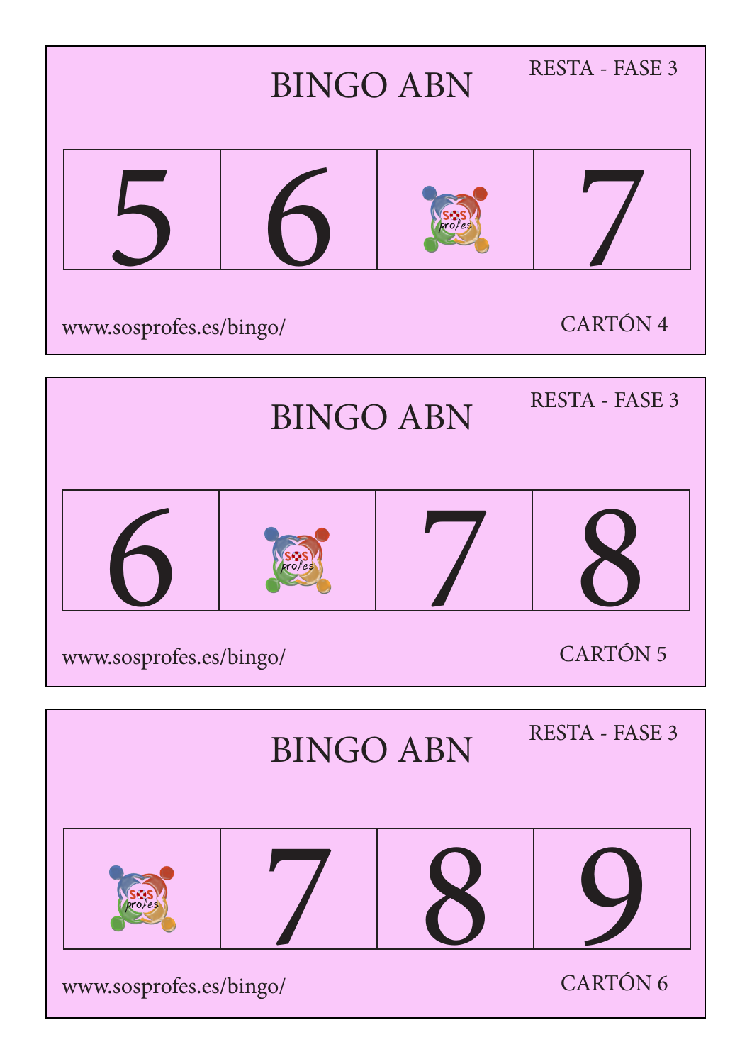# BINGO ABN

RESTA - FASE 3

| 5 | 6 | | 7 |
|---|---|---|---|

www.sosprofes.es/bingo/

CARTÓN 4

# BINGO ABN

RESTA - FASE 3

| 6 | | 7 | 8 |
|---|---|---|---|

www.sosprofes.es/bingo/

CARTÓN 5

# BINGO ABN

RESTA - FASE 3

| | 7 | 8 | 9 |
|---|---|---|---|

www.sosprofes.es/bingo/

CARTÓN 6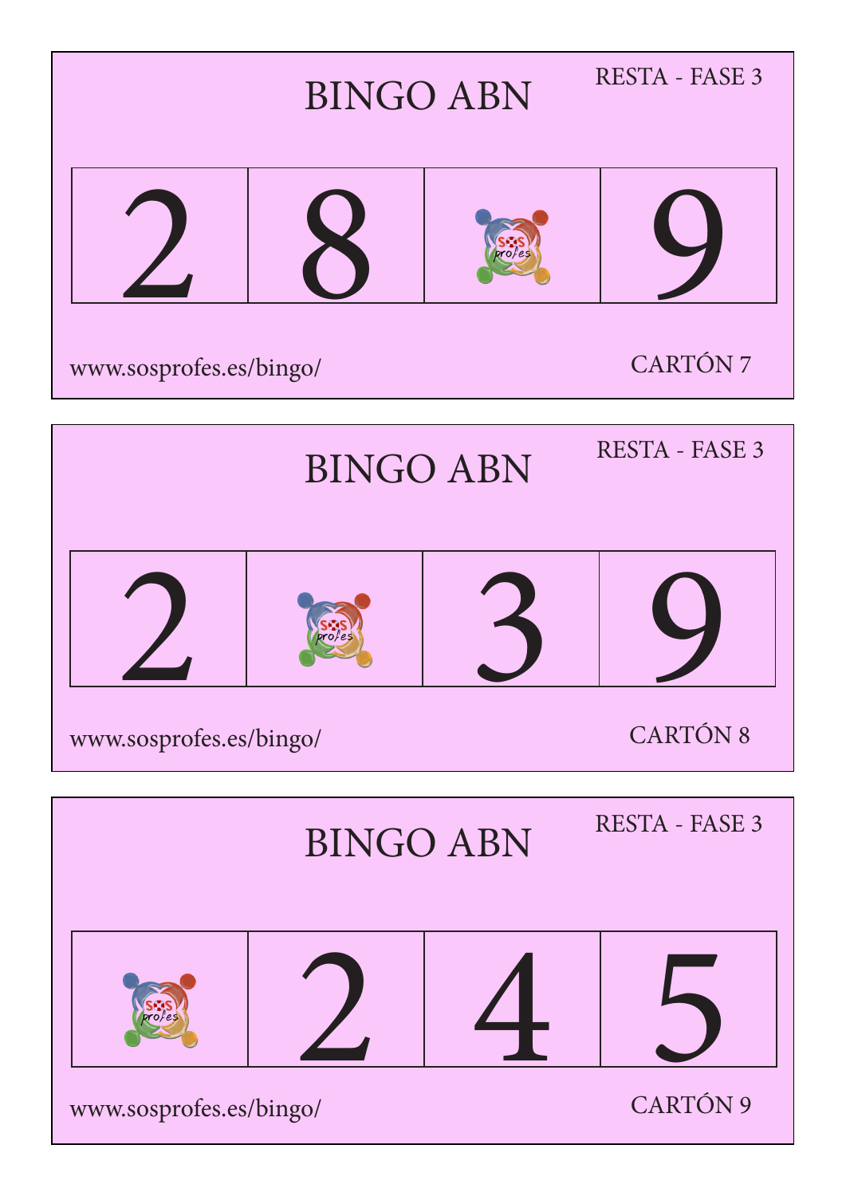# BINGO ABN

RESTA - FASE 3

| 2 | 8 | | 9 |
|---|---|---|---|

www.sosprofes.es/bingo/

CARTÓN 7

# BINGO ABN

RESTA - FASE 3

| 2 | | 3 | 9 |
|---|---|---|---|

www.sosprofes.es/bingo/

CARTÓN 8

# BINGO ABN

RESTA - FASE 3

| | 2 | 4 | 5 |
|---|---|---|---|

www.sosprofes.es/bingo/

CARTÓN 9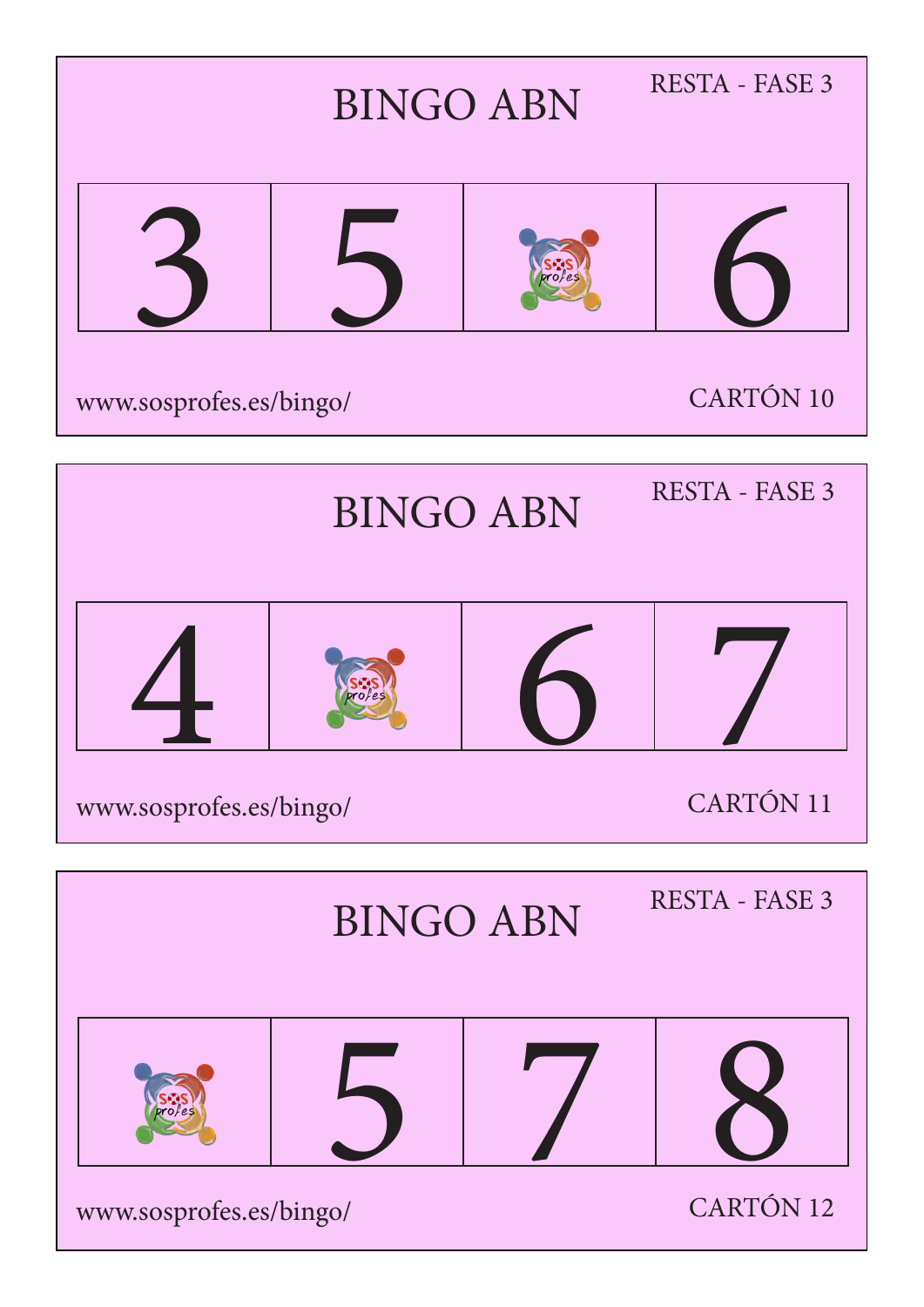## BINGO ABN

RESTA - FASE 3

| 3 | 5 | | 6 |
|---|---|---|---|

www.sosprofes.es/bingo/

CARTÓN 10

## BINGO ABN

RESTA - FASE 3

| 4 | | 6 | 7 |
|---|---|---|---|

www.sosprofes.es/bingo/

CARTÓN 11

## BINGO ABN

RESTA - FASE 3

| | 5 | 7 | 8 |
|---|---|---|---|

www.sosprofes.es/bingo/

CARTÓN 12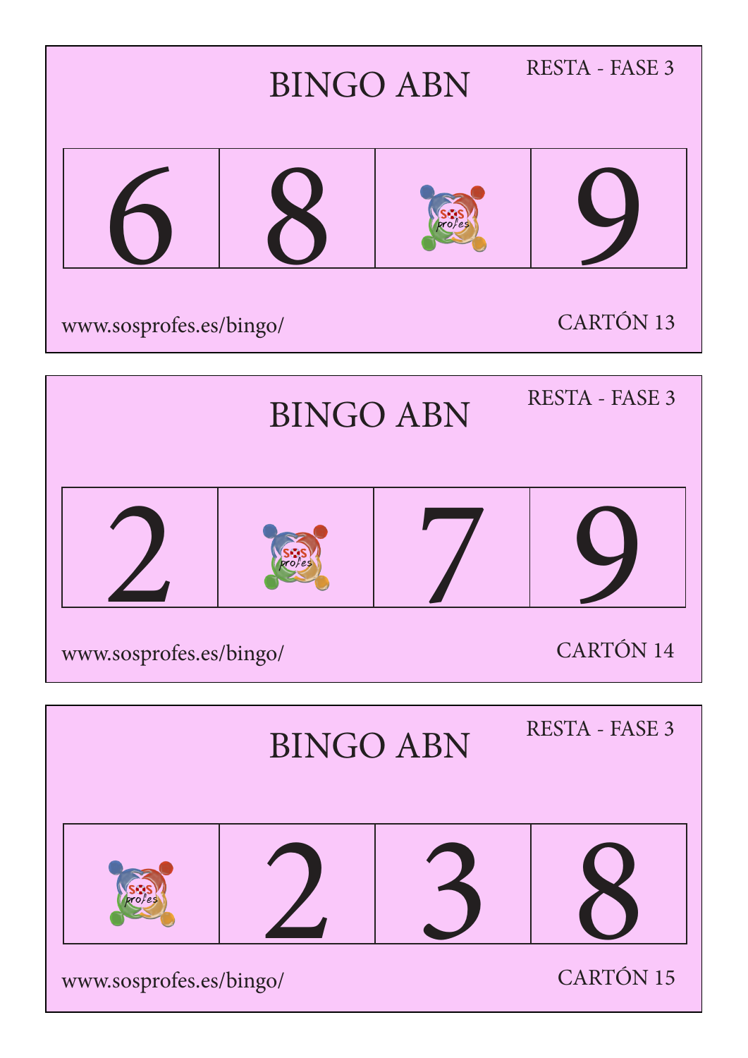# BINGO ABN

RESTA - FASE 3

| 6 | 8 |  | 9 |
|---|---|---|---|

www.sosprofes.es/bingo/

CARTÓN 13

# BINGO ABN

RESTA - FASE 3

| 2 |  | 7 | 9 |
|---|---|---|---|

www.sosprofes.es/bingo/

CARTÓN 14

# BINGO ABN

RESTA - FASE 3

|  | 2 | 3 | 8 |
|---|---|---|---|

www.sosprofes.es/bingo/

CARTÓN 15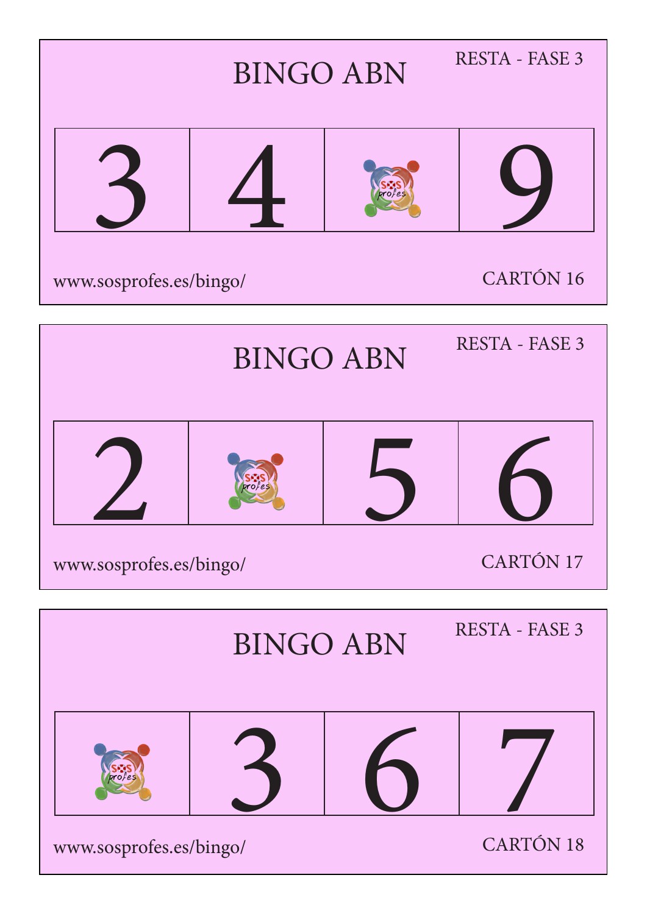# BINGO ABN

RESTA - FASE 3

| 3 | 4 | | 9 |
|---|---|---|---|

www.sosprofes.es/bingo/

CARTÓN 16

# BINGO ABN

RESTA - FASE 3

| 2 | | 5 | 6 |
|---|---|---|---|

www.sosprofes.es/bingo/

CARTÓN 17

# BINGO ABN

RESTA - FASE 3

| | 3 | 6 | 7 |
|---|---|---|---|

www.sosprofes.es/bingo/

CARTÓN 18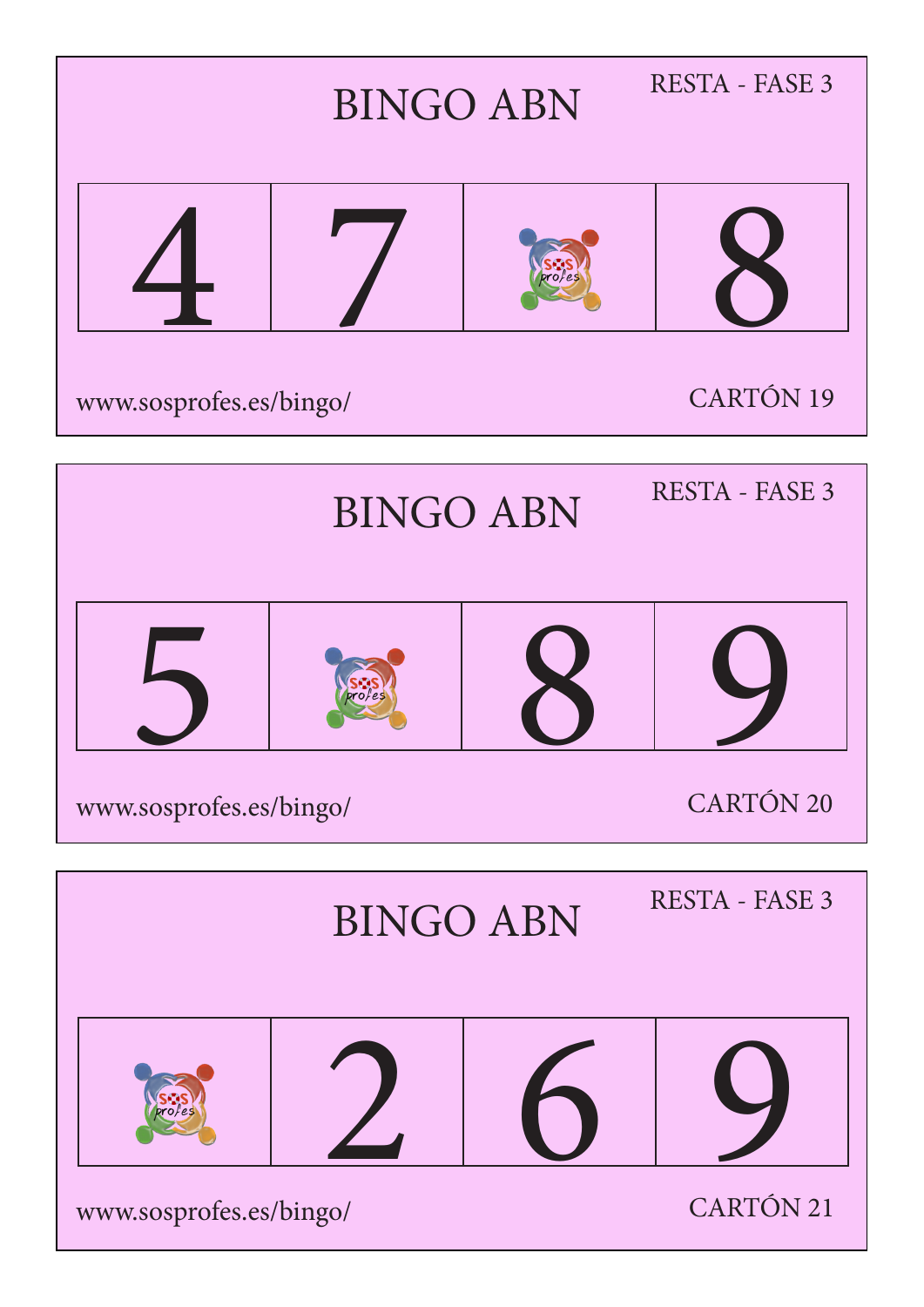# BINGO ABN

RESTA - FASE 3

| 4 | 7 | | 8 |
|---|---|---|---|

www.sosprofes.es/bingo/

CARTÓN 19

# BINGO ABN

RESTA - FASE 3

| 5 | | 8 | 9 |
|---|---|---|---|

www.sosprofes.es/bingo/

CARTÓN 20

# BINGO ABN

RESTA - FASE 3

| | 2 | 6 | 9 |
|---|---|---|---|

www.sosprofes.es/bingo/

CARTÓN 21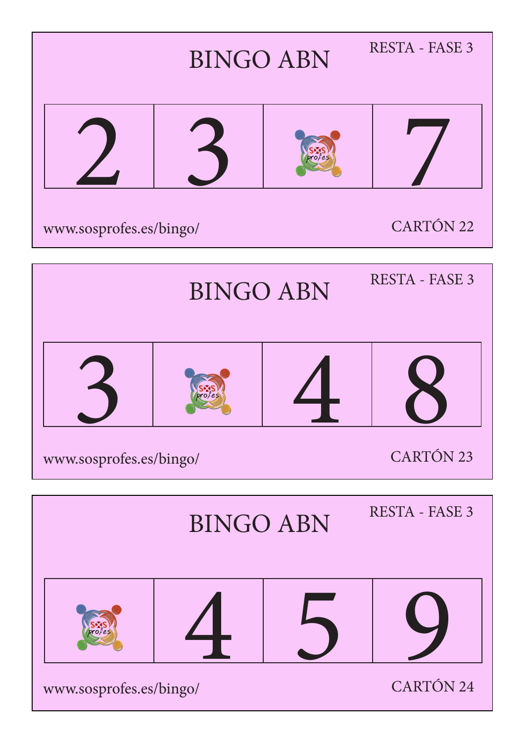## BINGO ABN

RESTA - FASE 3

| 2 | 3 | | 7 |
|---|---|---|---|

www.sosprofes.es/bingo/

CARTÓN 22

## BINGO ABN

RESTA - FASE 3

| 3 | | 4 | 8 |
|---|---|---|---|

www.sosprofes.es/bingo/

CARTÓN 23

## BINGO ABN

RESTA - FASE 3

| | 4 | 5 | 9 |
|---|---|---|---|

www.sosprofes.es/bingo/

CARTÓN 24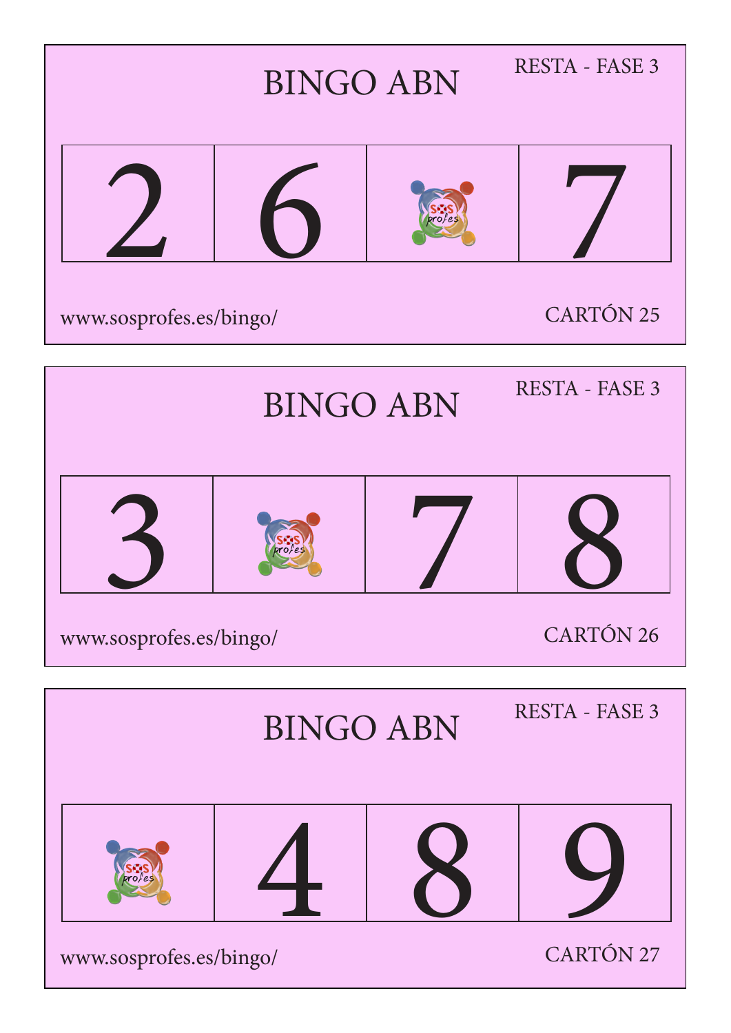## BINGO ABN

RESTA - FASE 3

| 2 | 6 | | 7 |
|---|---|---|---|

www.sosprofes.es/bingo/

CARTÓN 25

## BINGO ABN

RESTA - FASE 3

| 3 | | 7 | 8 |
|---|---|---|---|

www.sosprofes.es/bingo/

CARTÓN 26

## BINGO ABN

RESTA - FASE 3

| | 4 | 8 | 9 |
|---|---|---|---|

www.sosprofes.es/bingo/

CARTÓN 27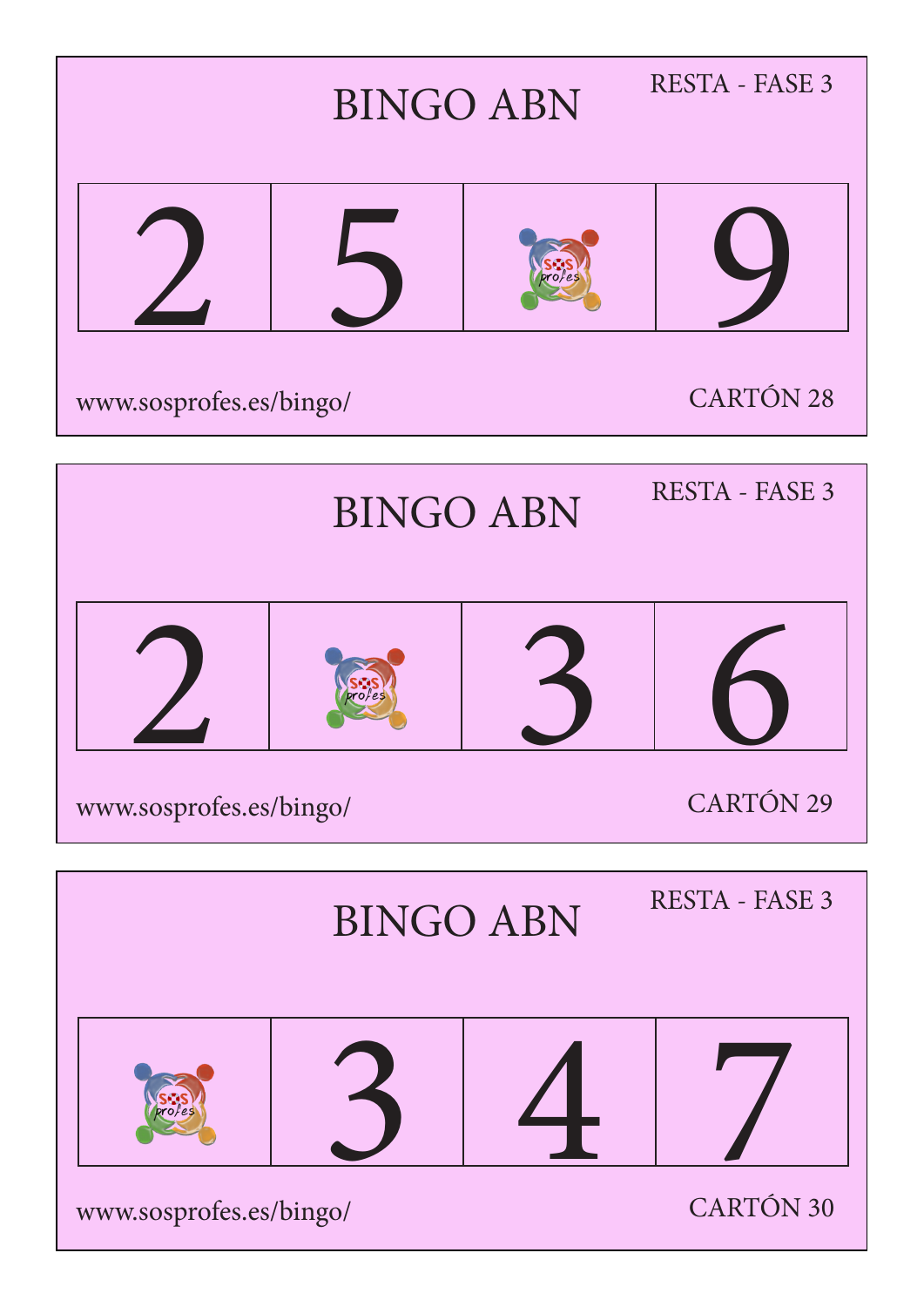# BINGO ABN

RESTA - FASE 3

| | | | |
|---|---|---|---|
| 2 | 5 | | 9 |

www.sosprofes.es/bingo/

CARTÓN 28

# BINGO ABN

RESTA - FASE 3

| | | | |
|---|---|---|---|
| 2 | | 3 | 6 |

www.sosprofes.es/bingo/

CARTÓN 29

# BINGO ABN

RESTA - FASE 3

| | | | |
|---|---|---|---|
| | 3 | 4 | 7 |

www.sosprofes.es/bingo/

CARTÓN 30